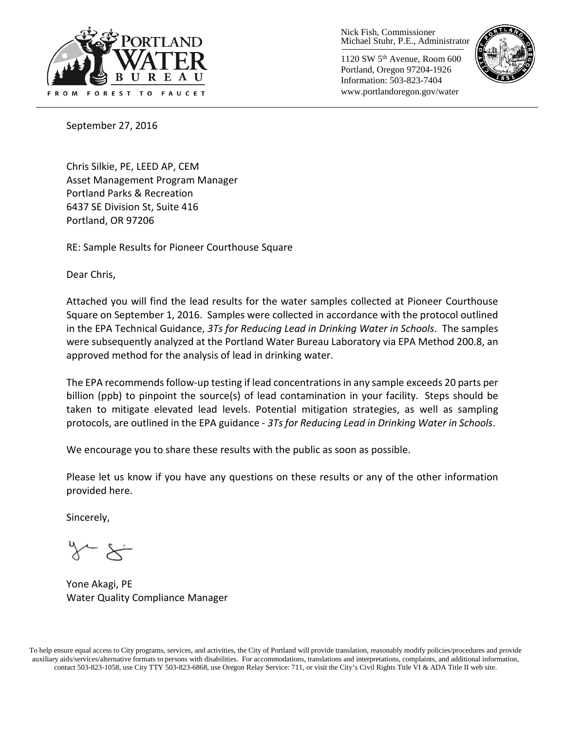Nick Fish, Commissioner
Michael Stuhr, P.E., Administrator

1120 SW 5th Avenue, Room 600
Portland, Oregon 97204-1926
Information: 503-823-7404
www.portlandoregon.gov/water

September 27, 2016

Chris Silkie, PE, LEED AP, CEM
Asset Management Program Manager
Portland Parks & Recreation
6437 SE Division St, Suite 416
Portland, OR 97206

RE: Sample Results for Pioneer Courthouse Square

Dear Chris,

Attached you will find the lead results for the water samples collected at Pioneer Courthouse Square on September 1, 2016. Samples were collected in accordance with the protocol outlined in the EPA Technical Guidance, *3Ts for Reducing Lead in Drinking Water in Schools*. The samples were subsequently analyzed at the Portland Water Bureau Laboratory via EPA Method 200.8, an approved method for the analysis of lead in drinking water.

The EPA recommends follow-up testing if lead concentrations in any sample exceeds 20 parts per billion (ppb) to pinpoint the source(s) of lead contamination in your facility. Steps should be taken to mitigate elevated lead levels. Potential mitigation strategies, as well as sampling protocols, are outlined in the EPA guidance - *3Ts for Reducing Lead in Drinking Water in Schools*.

We encourage you to share these results with the public as soon as possible.

Please let us know if you have any questions on these results or any of the other information provided here.

Sincerely,

Yone Akagi, PE
Water Quality Compliance Manager

To help ensure equal access to City programs, services, and activities, the City of Portland will provide translation, reasonably modify policies/procedures and provide auxiliary aids/services/alternative formats to persons with disabilities. For accommodations, translations and interpretations, complaints, and additional information, contact 503-823-1058, use City TTY 503-823-6868, use Oregon Relay Service: 711, or visit the City's Civil Rights Title VI & ADA Title II web site.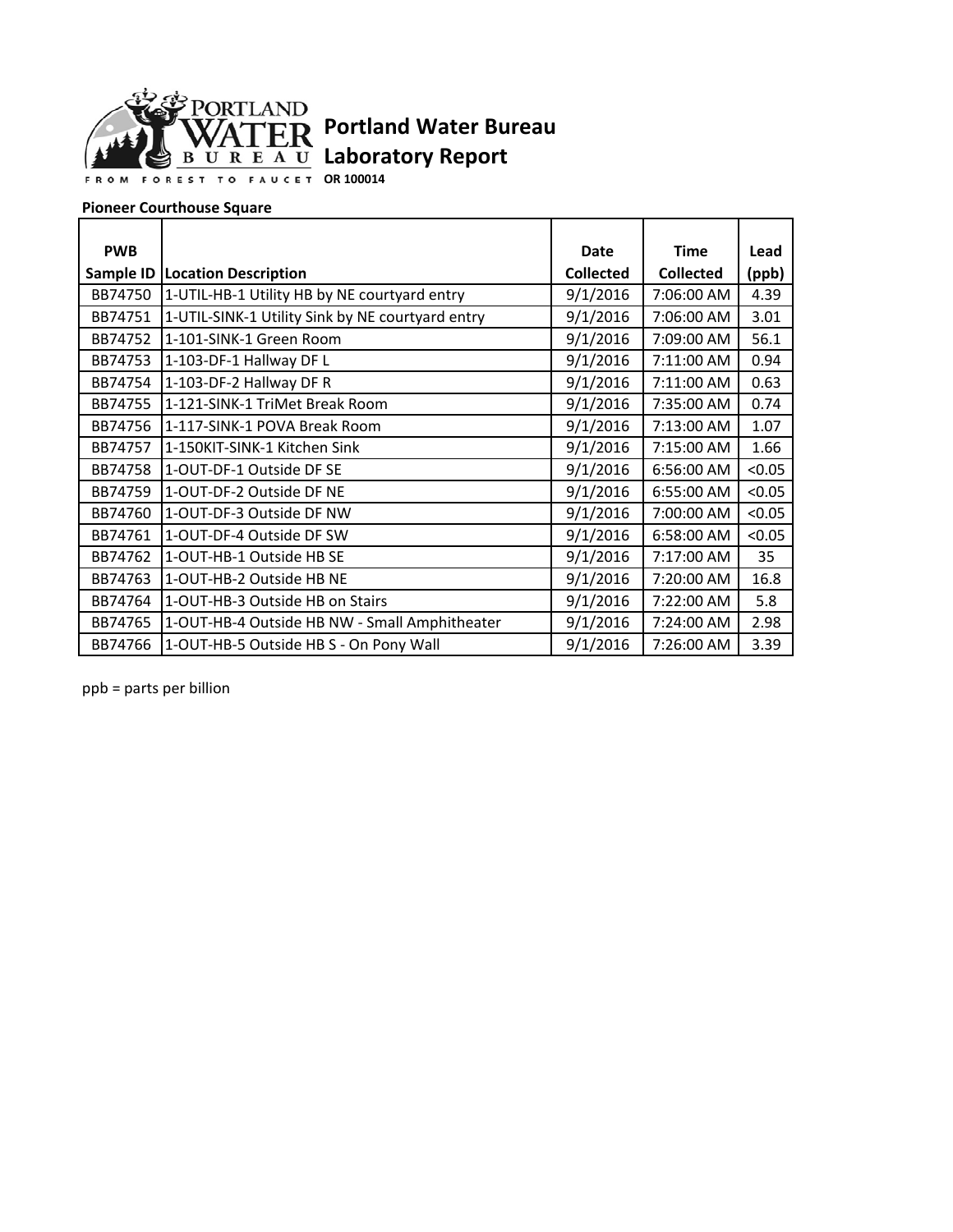# Portland Water Bureau Laboratory Report

PORTLAND WATER BUREAU

FROM FOREST TO FAUCET

**OR 100014**

**Pioneer Courthouse Square**

| PWB Sample ID | Location Description | Date Collected | Time Collected | Lead (ppb) |
|---|---|---|---|---|
| BB74750 | 1-UTIL-HB-1 Utility HB by NE courtyard entry | 9/1/2016 | 7:06:00 AM | 4.39 |
| BB74751 | 1-UTIL-SINK-1 Utility Sink by NE courtyard entry | 9/1/2016 | 7:06:00 AM | 3.01 |
| BB74752 | 1-101-SINK-1 Green Room | 9/1/2016 | 7:09:00 AM | 56.1 |
| BB74753 | 1-103-DF-1 Hallway DF L | 9/1/2016 | 7:11:00 AM | 0.94 |
| BB74754 | 1-103-DF-2 Hallway DF R | 9/1/2016 | 7:11:00 AM | 0.63 |
| BB74755 | 1-121-SINK-1 TriMet Break Room | 9/1/2016 | 7:35:00 AM | 0.74 |
| BB74756 | 1-117-SINK-1 POVA Break Room | 9/1/2016 | 7:13:00 AM | 1.07 |
| BB74757 | 1-150KIT-SINK-1 Kitchen Sink | 9/1/2016 | 7:15:00 AM | 1.66 |
| BB74758 | 1-OUT-DF-1 Outside DF SE | 9/1/2016 | 6:56:00 AM | <0.05 |
| BB74759 | 1-OUT-DF-2 Outside DF NE | 9/1/2016 | 6:55:00 AM | <0.05 |
| BB74760 | 1-OUT-DF-3 Outside DF NW | 9/1/2016 | 7:00:00 AM | <0.05 |
| BB74761 | 1-OUT-DF-4 Outside DF SW | 9/1/2016 | 6:58:00 AM | <0.05 |
| BB74762 | 1-OUT-HB-1 Outside HB SE | 9/1/2016 | 7:17:00 AM | 35 |
| BB74763 | 1-OUT-HB-2 Outside HB NE | 9/1/2016 | 7:20:00 AM | 16.8 |
| BB74764 | 1-OUT-HB-3 Outside HB on Stairs | 9/1/2016 | 7:22:00 AM | 5.8 |
| BB74765 | 1-OUT-HB-4 Outside HB NW - Small Amphitheater | 9/1/2016 | 7:24:00 AM | 2.98 |
| BB74766 | 1-OUT-HB-5 Outside HB S - On Pony Wall | 9/1/2016 | 7:26:00 AM | 3.39 |

ppb = parts per billion